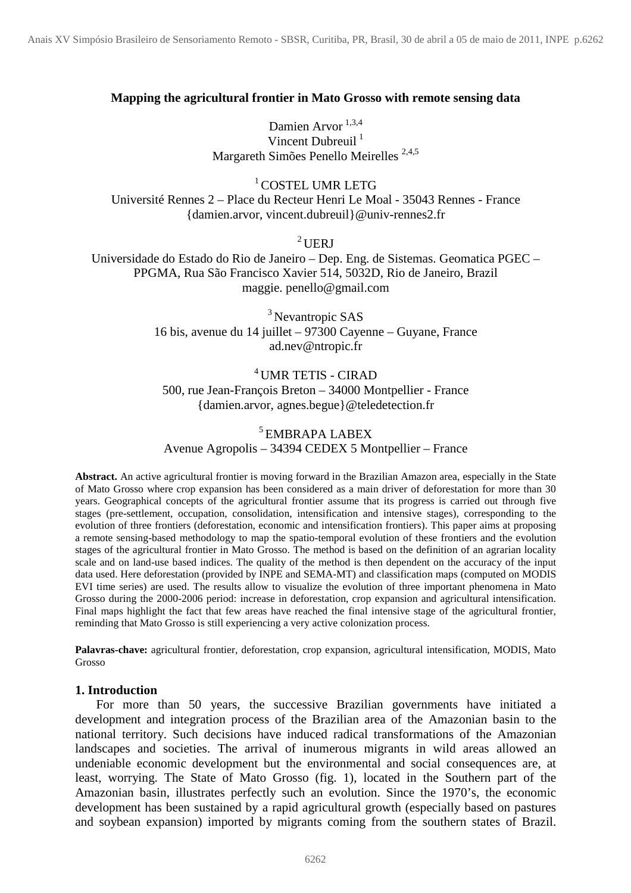# Mapping the agricultural frontier in Mato Grosso with remote sensing data

Damien Arvor [1,3,4]
Vincent Dubreuil [1]
Margareth Simões Penello Meirelles [2,4,5]

[1] COSTEL UMR LETG
Université Rennes 2 – Place du Recteur Henri Le Moal - 35043 Rennes - France
{damien.arvor, vincent.dubreuil}@univ-rennes2.fr

[2] UERJ
Universidade do Estado do Rio de Janeiro – Dep. Eng. de Sistemas. Geomatica PGEC – PPGMA, Rua São Francisco Xavier 514, 5032D, Rio de Janeiro, Brazil
maggie. penello@gmail.com

[3] Nevantropic SAS
16 bis, avenue du 14 juillet – 97300 Cayenne – Guyane, France
ad.nev@ntropic.fr

[4] UMR TETIS - CIRAD
500, rue Jean-François Breton – 34000 Montpellier - France
{damien.arvor, agnes.begue}@teledetection.fr

[5] EMBRAPA LABEX
Avenue Agropolis – 34394 CEDEX 5 Montpellier – France

**Abstract.** An active agricultural frontier is moving forward in the Brazilian Amazon area, especially in the State of Mato Grosso where crop expansion has been considered as a main driver of deforestation for more than 30 years. Geographical concepts of the agricultural frontier assume that its progress is carried out through five stages (pre-settlement, occupation, consolidation, intensification and intensive stages), corresponding to the evolution of three frontiers (deforestation, economic and intensification frontiers). This paper aims at proposing a remote sensing-based methodology to map the spatio-temporal evolution of these frontiers and the evolution stages of the agricultural frontier in Mato Grosso. The method is based on the definition of an agrarian locality scale and on land-use based indices. The quality of the method is then dependent on the accuracy of the input data used. Here deforestation (provided by INPE and SEMA-MT) and classification maps (computed on MODIS EVI time series) are used. The results allow to visualize the evolution of three important phenomena in Mato Grosso during the 2000-2006 period: increase in deforestation, crop expansion and agricultural intensification. Final maps highlight the fact that few areas have reached the final intensive stage of the agricultural frontier, reminding that Mato Grosso is still experiencing a very active colonization process.

**Palavras-chave:** agricultural frontier, deforestation, crop expansion, agricultural intensification, MODIS, Mato Grosso

## 1. Introduction

For more than 50 years, the successive Brazilian governments have initiated a development and integration process of the Brazilian area of the Amazonian basin to the national territory. Such decisions have induced radical transformations of the Amazonian landscapes and societies. The arrival of inumerous migrants in wild areas allowed an undeniable economic development but the environmental and social consequences are, at least, worrying. The State of Mato Grosso (fig. 1), located in the Southern part of the Amazonian basin, illustrates perfectly such an evolution. Since the 1970's, the economic development has been sustained by a rapid agricultural growth (especially based on pastures and soybean expansion) imported by migrants coming from the southern states of Brazil.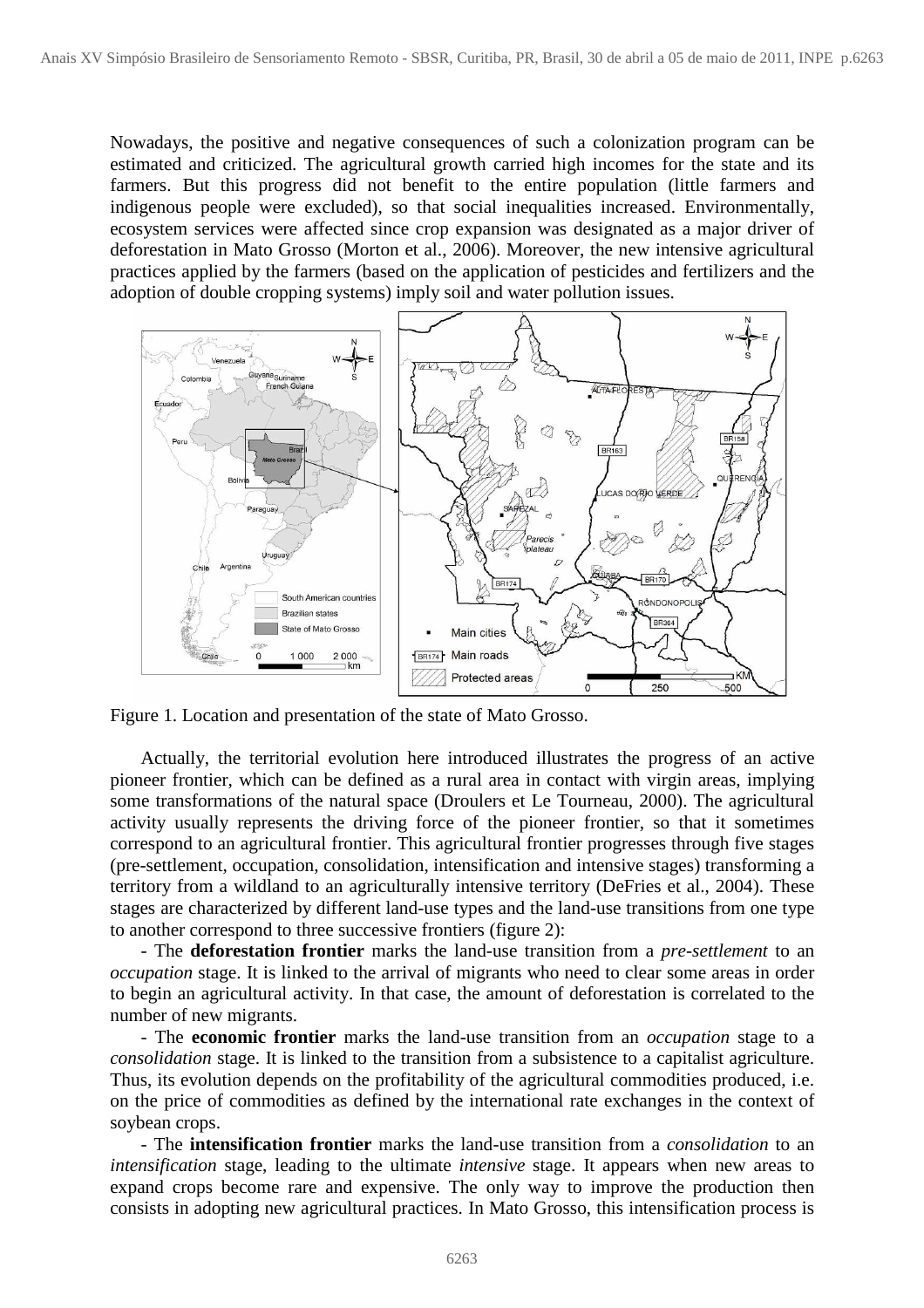Nowadays, the positive and negative consequences of such a colonization program can be estimated and criticized. The agricultural growth carried high incomes for the state and its farmers. But this progress did not benefit to the entire population (little farmers and indigenous people were excluded), so that social inequalities increased. Environmentally, ecosystem services were affected since crop expansion was designated as a major driver of deforestation in Mato Grosso (Morton et al., 2006). Moreover, the new intensive agricultural practices applied by the farmers (based on the application of pesticides and fertilizers and the adoption of double cropping systems) imply soil and water pollution issues.

Figure 1. Location and presentation of the state of Mato Grosso.

Actually, the territorial evolution here introduced illustrates the progress of an active pioneer frontier, which can be defined as a rural area in contact with virgin areas, implying some transformations of the natural space (Droulers et Le Tourneau, 2000). The agricultural activity usually represents the driving force of the pioneer frontier, so that it sometimes correspond to an agricultural frontier. This agricultural frontier progresses through five stages (pre-settlement, occupation, consolidation, intensification and intensive stages) transforming a territory from a wildland to an agriculturally intensive territory (DeFries et al., 2004). These stages are characterized by different land-use types and the land-use transitions from one type to another correspond to three successive frontiers (figure 2):

- The **deforestation frontier** marks the land-use transition from a *pre-settlement* to an *occupation* stage. It is linked to the arrival of migrants who need to clear some areas in order to begin an agricultural activity. In that case, the amount of deforestation is correlated to the number of new migrants.

- The **economic frontier** marks the land-use transition from an *occupation* stage to a *consolidation* stage. It is linked to the transition from a subsistence to a capitalist agriculture. Thus, its evolution depends on the profitability of the agricultural commodities produced, i.e. on the price of commodities as defined by the international rate exchanges in the context of soybean crops.

- The **intensification frontier** marks the land-use transition from a *consolidation* to an *intensification* stage, leading to the ultimate *intensive* stage. It appears when new areas to expand crops become rare and expensive. The only way to improve the production then consists in adopting new agricultural practices. In Mato Grosso, this intensification process is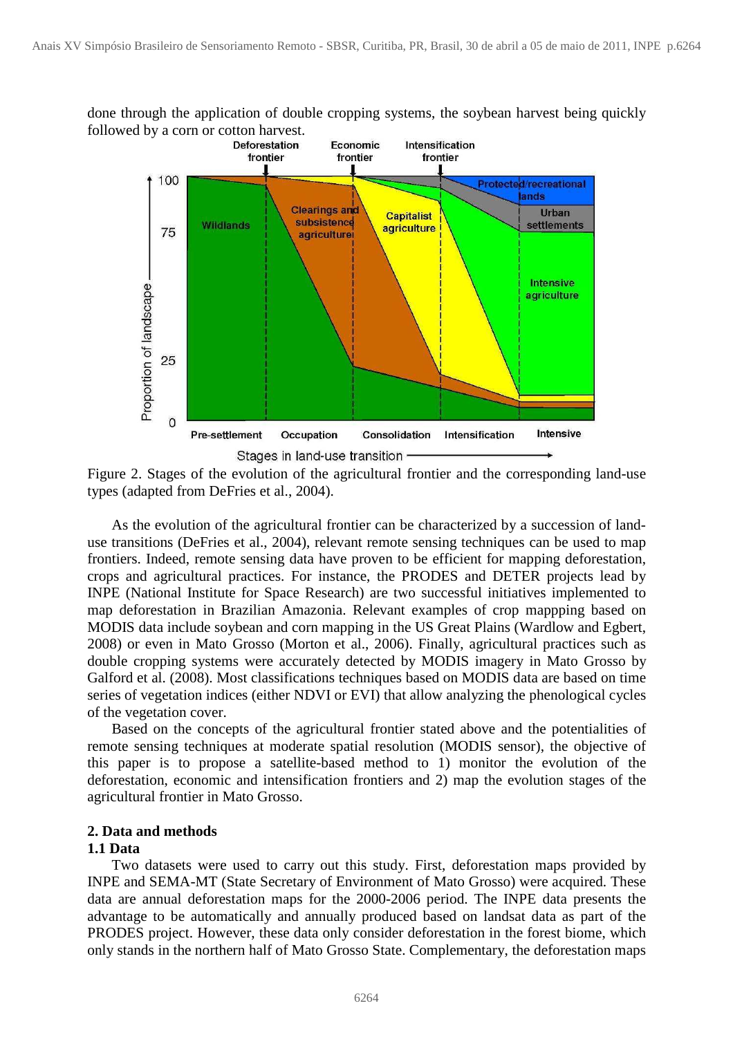done through the application of double cropping systems, the soybean harvest being quickly followed by a corn or cotton harvest.

Figure 2. Stages of the evolution of the agricultural frontier and the corresponding land-use types (adapted from DeFries et al., 2004).

As the evolution of the agricultural frontier can be characterized by a succession of land-use transitions (DeFries et al., 2004), relevant remote sensing techniques can be used to map frontiers. Indeed, remote sensing data have proven to be efficient for mapping deforestation, crops and agricultural practices. For instance, the PRODES and DETER projects lead by INPE (National Institute for Space Research) are two successful initiatives implemented to map deforestation in Brazilian Amazonia. Relevant examples of crop mappping based on MODIS data include soybean and corn mapping in the US Great Plains (Wardlow and Egbert, 2008) or even in Mato Grosso (Morton et al., 2006). Finally, agricultural practices such as double cropping systems were accurately detected by MODIS imagery in Mato Grosso by Galford et al. (2008). Most classifications techniques based on MODIS data are based on time series of vegetation indices (either NDVI or EVI) that allow analyzing the phenological cycles of the vegetation cover.

Based on the concepts of the agricultural frontier stated above and the potentialities of remote sensing techniques at moderate spatial resolution (MODIS sensor), the objective of this paper is to propose a satellite-based method to 1) monitor the evolution of the deforestation, economic and intensification frontiers and 2) map the evolution stages of the agricultural frontier in Mato Grosso.

## 2. Data and methods

### 1.1 Data

Two datasets were used to carry out this study. First, deforestation maps provided by INPE and SEMA-MT (State Secretary of Environment of Mato Grosso) were acquired. These data are annual deforestation maps for the 2000-2006 period. The INPE data presents the advantage to be automatically and annually produced based on landsat data as part of the PRODES project. However, these data only consider deforestation in the forest biome, which only stands in the northern half of Mato Grosso State. Complementary, the deforestation maps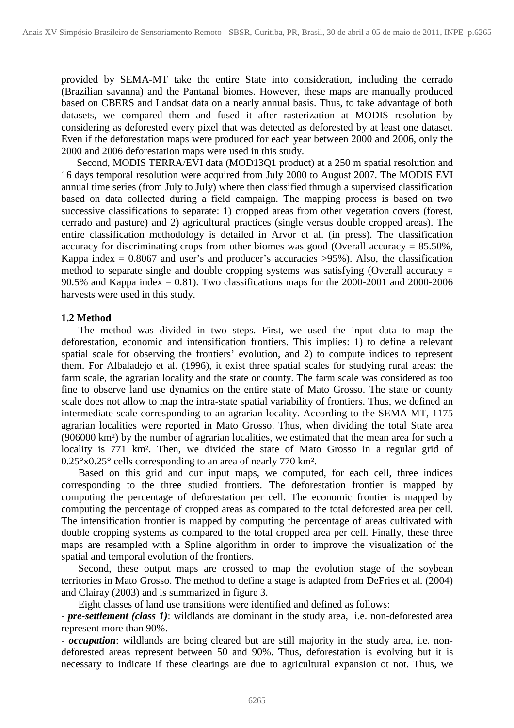provided by SEMA-MT take the entire State into consideration, including the cerrado (Brazilian savanna) and the Pantanal biomes. However, these maps are manually produced based on CBERS and Landsat data on a nearly annual basis. Thus, to take advantage of both datasets, we compared them and fused it after rasterization at MODIS resolution by considering as deforested every pixel that was detected as deforested by at least one dataset. Even if the deforestation maps were produced for each year between 2000 and 2006, only the 2000 and 2006 deforestation maps were used in this study.

Second, MODIS TERRA/EVI data (MOD13Q1 product) at a 250 m spatial resolution and 16 days temporal resolution were acquired from July 2000 to August 2007. The MODIS EVI annual time series (from July to July) where then classified through a supervised classification based on data collected during a field campaign. The mapping process is based on two successive classifications to separate: 1) cropped areas from other vegetation covers (forest, cerrado and pasture) and 2) agricultural practices (single versus double cropped areas). The entire classification methodology is detailed in Arvor et al. (in press). The classification accuracy for discriminating crops from other biomes was good (Overall accuracy = 85.50%, Kappa index = 0.8067 and user's and producer's accuracies >95%). Also, the classification method to separate single and double cropping systems was satisfying (Overall accuracy = 90.5% and Kappa index = 0.81). Two classifications maps for the 2000-2001 and 2000-2006 harvests were used in this study.

### 1.2 Method

The method was divided in two steps. First, we used the input data to map the deforestation, economic and intensification frontiers. This implies: 1) to define a relevant spatial scale for observing the frontiers' evolution, and 2) to compute indices to represent them. For Albaladejo et al. (1996), it exist three spatial scales for studying rural areas: the farm scale, the agrarian locality and the state or county. The farm scale was considered as too fine to observe land use dynamics on the entire state of Mato Grosso. The state or county scale does not allow to map the intra-state spatial variability of frontiers. Thus, we defined an intermediate scale corresponding to an agrarian locality. According to the SEMA-MT, 1175 agrarian localities were reported in Mato Grosso. Thus, when dividing the total State area (906000 km²) by the number of agrarian localities, we estimated that the mean area for such a locality is 771 km². Then, we divided the state of Mato Grosso in a regular grid of 0.25°x0.25° cells corresponding to an area of nearly 770 km².

Based on this grid and our input maps, we computed, for each cell, three indices corresponding to the three studied frontiers. The deforestation frontier is mapped by computing the percentage of deforestation per cell. The economic frontier is mapped by computing the percentage of cropped areas as compared to the total deforested area per cell. The intensification frontier is mapped by computing the percentage of areas cultivated with double cropping systems as compared to the total cropped area per cell. Finally, these three maps are resampled with a Spline algorithm in order to improve the visualization of the spatial and temporal evolution of the frontiers.

Second, these output maps are crossed to map the evolution stage of the soybean territories in Mato Grosso. The method to define a stage is adapted from DeFries et al. (2004) and Clairay (2003) and is summarized in figure 3.

Eight classes of land use transitions were identified and defined as follows:

- ***pre-settlement (class 1)***: wildlands are dominant in the study area, i.e. non-deforested area represent more than 90%.
- ***occupation***: wildlands are being cleared but are still majority in the study area, i.e. non-deforested areas represent between 50 and 90%. Thus, deforestation is evolving but it is necessary to indicate if these clearings are due to agricultural expansion ot not. Thus, we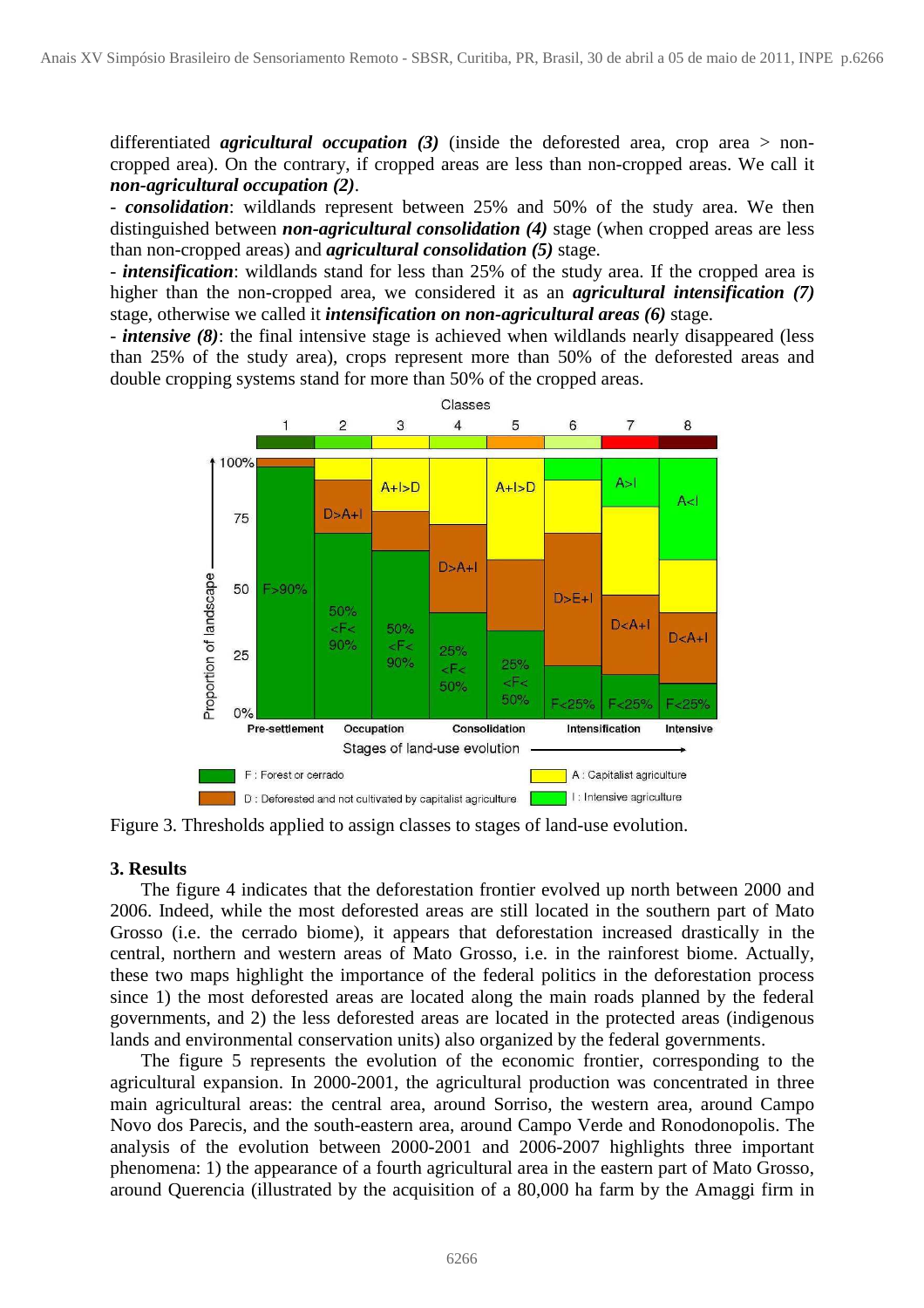differentiated ***agricultural occupation (3)*** (inside the deforested area, crop area > non-cropped area). On the contrary, if cropped areas are less than non-cropped areas. We call it ***non-agricultural occupation (2)***.

- ***consolidation***: wildlands represent between 25% and 50% of the study area. We then distinguished between ***non-agricultural consolidation (4)*** stage (when cropped areas are less than non-cropped areas) and ***agricultural consolidation (5)*** stage.
- ***intensification***: wildlands stand for less than 25% of the study area. If the cropped area is higher than the non-cropped area, we considered it as an ***agricultural intensification (7)*** stage, otherwise we called it ***intensification on non-agricultural areas (6)*** stage.
- ***intensive (8)***: the final intensive stage is achieved when wildlands nearly disappeared (less than 25% of the study area), crops represent more than 50% of the deforested areas and double cropping systems stand for more than 50% of the cropped areas.

Figure 3. Thresholds applied to assign classes to stages of land-use evolution.

## 3. Results

The figure 4 indicates that the deforestation frontier evolved up north between 2000 and 2006. Indeed, while the most deforested areas are still located in the southern part of Mato Grosso (i.e. the cerrado biome), it appears that deforestation increased drastically in the central, northern and western areas of Mato Grosso, i.e. in the rainforest biome. Actually, these two maps highlight the importance of the federal politics in the deforestation process since 1) the most deforested areas are located along the main roads planned by the federal governments, and 2) the less deforested areas are located in the protected areas (indigenous lands and environmental conservation units) also organized by the federal governments.

The figure 5 represents the evolution of the economic frontier, corresponding to the agricultural expansion. In 2000-2001, the agricultural production was concentrated in three main agricultural areas: the central area, around Sorriso, the western area, around Campo Novo dos Parecis, and the south-eastern area, around Campo Verde and Ronodonopolis. The analysis of the evolution between 2000-2001 and 2006-2007 highlights three important phenomena: 1) the appearance of a fourth agricultural area in the eastern part of Mato Grosso, around Querencia (illustrated by the acquisition of a 80,000 ha farm by the Amaggi firm in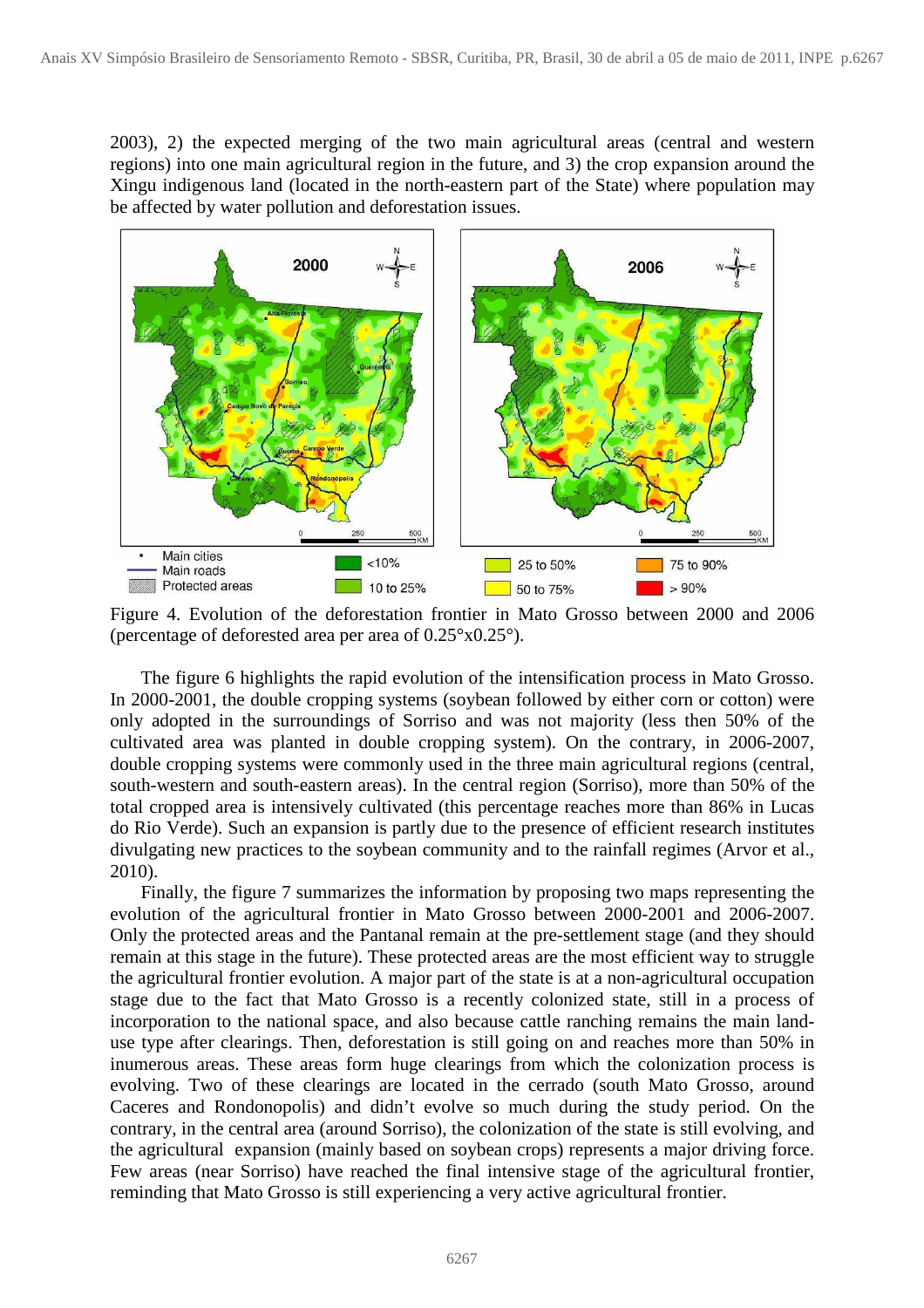2003), 2) the expected merging of the two main agricultural areas (central and western regions) into one main agricultural region in the future, and 3) the crop expansion around the Xingu indigenous land (located in the north-eastern part of the State) where population may be affected by water pollution and deforestation issues.

Figure 4. Evolution of the deforestation frontier in Mato Grosso between 2000 and 2006 (percentage of deforested area per area of 0.25°x0.25°).

The figure 6 highlights the rapid evolution of the intensification process in Mato Grosso. In 2000-2001, the double cropping systems (soybean followed by either corn or cotton) were only adopted in the surroundings of Sorriso and was not majority (less then 50% of the cultivated area was planted in double cropping system). On the contrary, in 2006-2007, double cropping systems were commonly used in the three main agricultural regions (central, south-western and south-eastern areas). In the central region (Sorriso), more than 50% of the total cropped area is intensively cultivated (this percentage reaches more than 86% in Lucas do Rio Verde). Such an expansion is partly due to the presence of efficient research institutes divulgating new practices to the soybean community and to the rainfall regimes (Arvor et al., 2010).

Finally, the figure 7 summarizes the information by proposing two maps representing the evolution of the agricultural frontier in Mato Grosso between 2000-2001 and 2006-2007. Only the protected areas and the Pantanal remain at the pre-settlement stage (and they should remain at this stage in the future). These protected areas are the most efficient way to struggle the agricultural frontier evolution. A major part of the state is at a non-agricultural occupation stage due to the fact that Mato Grosso is a recently colonized state, still in a process of incorporation to the national space, and also because cattle ranching remains the main land-use type after clearings. Then, deforestation is still going on and reaches more than 50% in inumerous areas. These areas form huge clearings from which the colonization process is evolving. Two of these clearings are located in the cerrado (south Mato Grosso, around Caceres and Rondonopolis) and didn't evolve so much during the study period. On the contrary, in the central area (around Sorriso), the colonization of the state is still evolving, and the agricultural expansion (mainly based on soybean crops) represents a major driving force. Few areas (near Sorriso) have reached the final intensive stage of the agricultural frontier, reminding that Mato Grosso is still experiencing a very active agricultural frontier.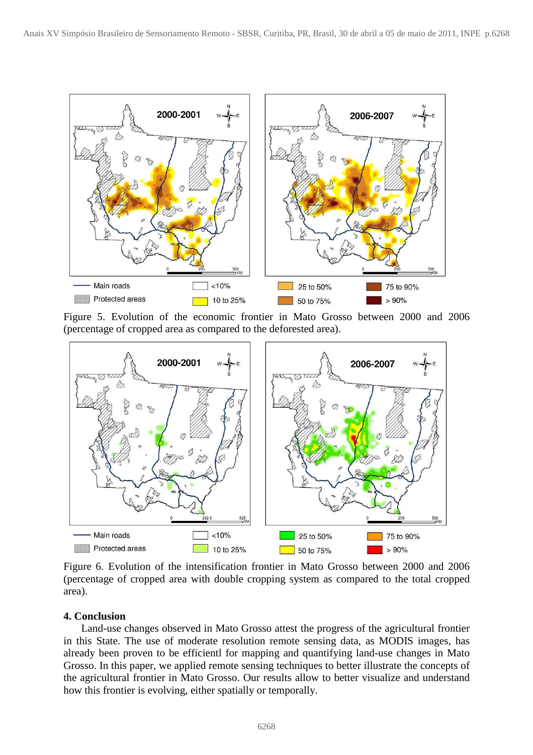Figure 5. Evolution of the economic frontier in Mato Grosso between 2000 and 2006 (percentage of cropped area as compared to the deforested area).

Figure 6. Evolution of the intensification frontier in Mato Grosso between 2000 and 2006 (percentage of cropped area with double cropping system as compared to the total cropped area).

## 4. Conclusion

Land-use changes observed in Mato Grosso attest the progress of the agricultural frontier in this State. The use of moderate resolution remote sensing data, as MODIS images, has already been proven to be efficientl for mapping and quantifying land-use changes in Mato Grosso. In this paper, we applied remote sensing techniques to better illustrate the concepts of the agricultural frontier in Mato Grosso. Our results allow to better visualize and understand how this frontier is evolving, either spatially or temporally.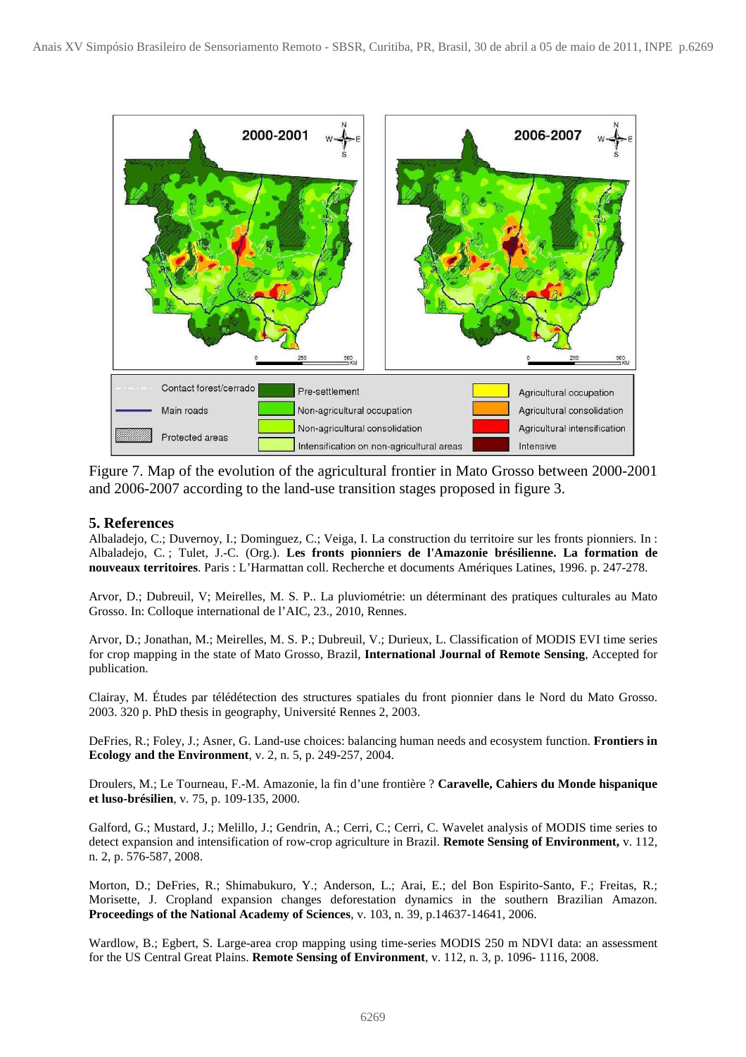2000-2001

2006-2007

N
W E
S

0 250 500 KM

Contact forest/cerrado

Main roads

Protected areas

Pre-settlement

Non-agricultural occupation

Non-agricultural consolidation

Intensification on non-agricultural areas

Agricultural occupation

Agricultural consolidation

Agricultural intensification

Intensive

Figure 7. Map of the evolution of the agricultural frontier in Mato Grosso between 2000-2001 and 2006-2007 according to the land-use transition stages proposed in figure 3.

## 5. References

Albaladejo, C.; Duvernoy, I.; Dominguez, C.; Veiga, I. La construction du territoire sur les fronts pionniers. In : Albaladejo, C. ; Tulet, J.-C. (Org.). **Les fronts pionniers de l'Amazonie brésilienne. La formation de nouveaux territoires**. Paris : L'Harmattan coll. Recherche et documents Amériques Latines, 1996. p. 247-278.

Arvor, D.; Dubreuil, V; Meirelles, M. S. P.. La pluviométrie: un déterminant des pratiques culturales au Mato Grosso. In: Colloque international de l'AIC, 23., 2010, Rennes.

Arvor, D.; Jonathan, M.; Meirelles, M. S. P.; Dubreuil, V.; Durieux, L. Classification of MODIS EVI time series for crop mapping in the state of Mato Grosso, Brazil, **International Journal of Remote Sensing**, Accepted for publication.

Clairay, M. Études par télédétection des structures spatiales du front pionnier dans le Nord du Mato Grosso. 2003. 320 p. PhD thesis in geography, Université Rennes 2, 2003.

DeFries, R.; Foley, J.; Asner, G. Land-use choices: balancing human needs and ecosystem function. **Frontiers in Ecology and the Environment**, v. 2, n. 5, p. 249-257, 2004.

Droulers, M.; Le Tourneau, F.-M. Amazonie, la fin d'une frontière ? **Caravelle, Cahiers du Monde hispanique et luso-brésilien**, v. 75, p. 109-135, 2000.

Galford, G.; Mustard, J.; Melillo, J.; Gendrin, A.; Cerri, C.; Cerri, C. Wavelet analysis of MODIS time series to detect expansion and intensification of row-crop agriculture in Brazil. **Remote Sensing of Environment,** v. 112, n. 2, p. 576-587, 2008.

Morton, D.; DeFries, R.; Shimabukuro, Y.; Anderson, L.; Arai, E.; del Bon Espirito-Santo, F.; Freitas, R.; Morisette, J. Cropland expansion changes deforestation dynamics in the southern Brazilian Amazon. **Proceedings of the National Academy of Sciences**, v. 103, n. 39, p.14637-14641, 2006.

Wardlow, B.; Egbert, S. Large-area crop mapping using time-series MODIS 250 m NDVI data: an assessment for the US Central Great Plains. **Remote Sensing of Environment**, v. 112, n. 3, p. 1096- 1116, 2008.